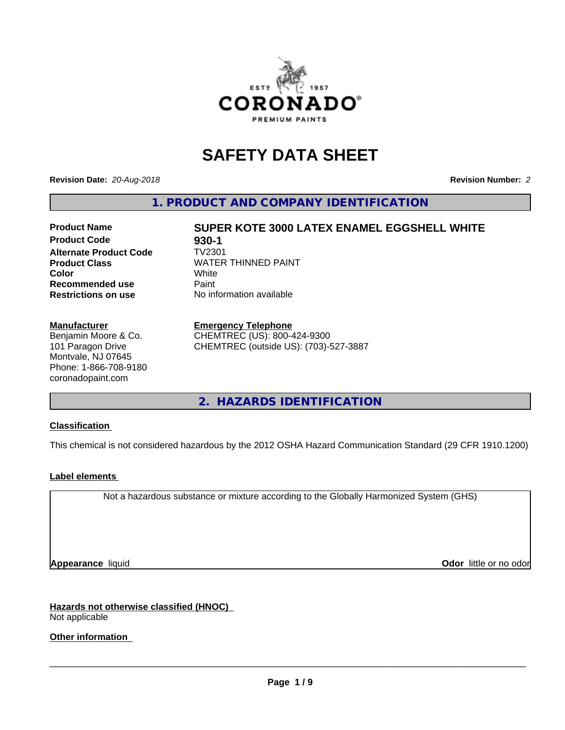# SAFETY DATA SHEET

**Revision Date:** *20-Aug-2018* **Revision Number:** *2*

## 1. PRODUCT AND COMPANY IDENTIFICATION

| | |
|---|---|
| **Product Name** | **SUPER KOTE 3000 LATEX ENAMEL EGGSHELL WHITE** |
| **Product Code** | **930-1** |
| **Alternate Product Code** | TV2301 |
| **Product Class** | WATER THINNED PAINT |
| **Color** | White |
| **Recommended use** | Paint |
| **Restrictions on use** | No information available |

**Manufacturer**
Benjamin Moore & Co.
101 Paragon Drive
Montvale, NJ 07645
Phone: 1-866-708-9180
coronadopaint.com

**Emergency Telephone**
CHEMTREC (US): 800-424-9300
CHEMTREC (outside US): (703)-527-3887

## 2. HAZARDS IDENTIFICATION

**Classification**

This chemical is not considered hazardous by the 2012 OSHA Hazard Communication Standard (29 CFR 1910.1200)

**Label elements**

Not a hazardous substance or mixture according to the Globally Harmonized System (GHS)

**Appearance** liquid **Odor** little or no odor

**Hazards not otherwise classified (HNOC)**
Not applicable

**Other information**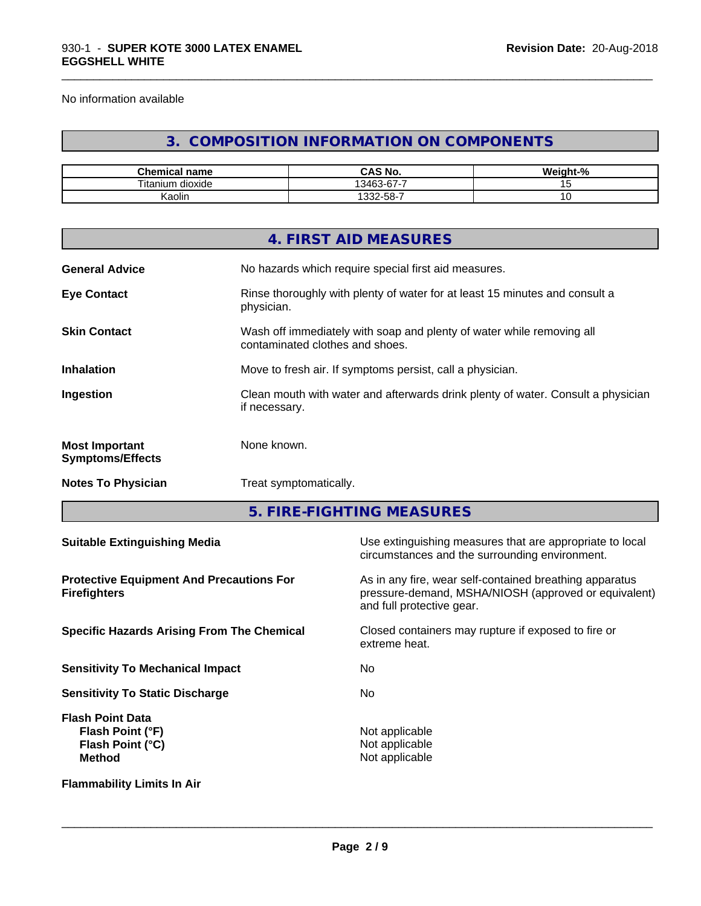No information available

## 3. COMPOSITION INFORMATION ON COMPONENTS

| Chemical name | CAS No. | Weight-% |
|---|---|---|
| Titanium dioxide | 13463-67-7 | 15 |
| Kaolin | 1332-58-7 | 10 |

## 4. FIRST AID MEASURES

**General Advice** No hazards which require special first aid measures.

**Eye Contact** Rinse thoroughly with plenty of water for at least 15 minutes and consult a physician.

**Skin Contact** Wash off immediately with soap and plenty of water while removing all contaminated clothes and shoes.

**Inhalation** Move to fresh air. If symptoms persist, call a physician.

**Ingestion** Clean mouth with water and afterwards drink plenty of water. Consult a physician if necessary.

**Most Important Symptoms/Effects** None known.

**Notes To Physician** Treat symptomatically.

## 5. FIRE-FIGHTING MEASURES

**Suitable Extinguishing Media** Use extinguishing measures that are appropriate to local circumstances and the surrounding environment.

**Protective Equipment And Precautions For Firefighters** As in any fire, wear self-contained breathing apparatus pressure-demand, MSHA/NIOSH (approved or equivalent) and full protective gear.

**Specific Hazards Arising From The Chemical** Closed containers may rupture if exposed to fire or extreme heat.

**Sensitivity To Mechanical Impact** No

**Sensitivity To Static Discharge** No

**Flash Point Data**
**Flash Point (°F)** Not applicable
**Flash Point (°C)** Not applicable
**Method** Not applicable

**Flammability Limits In Air**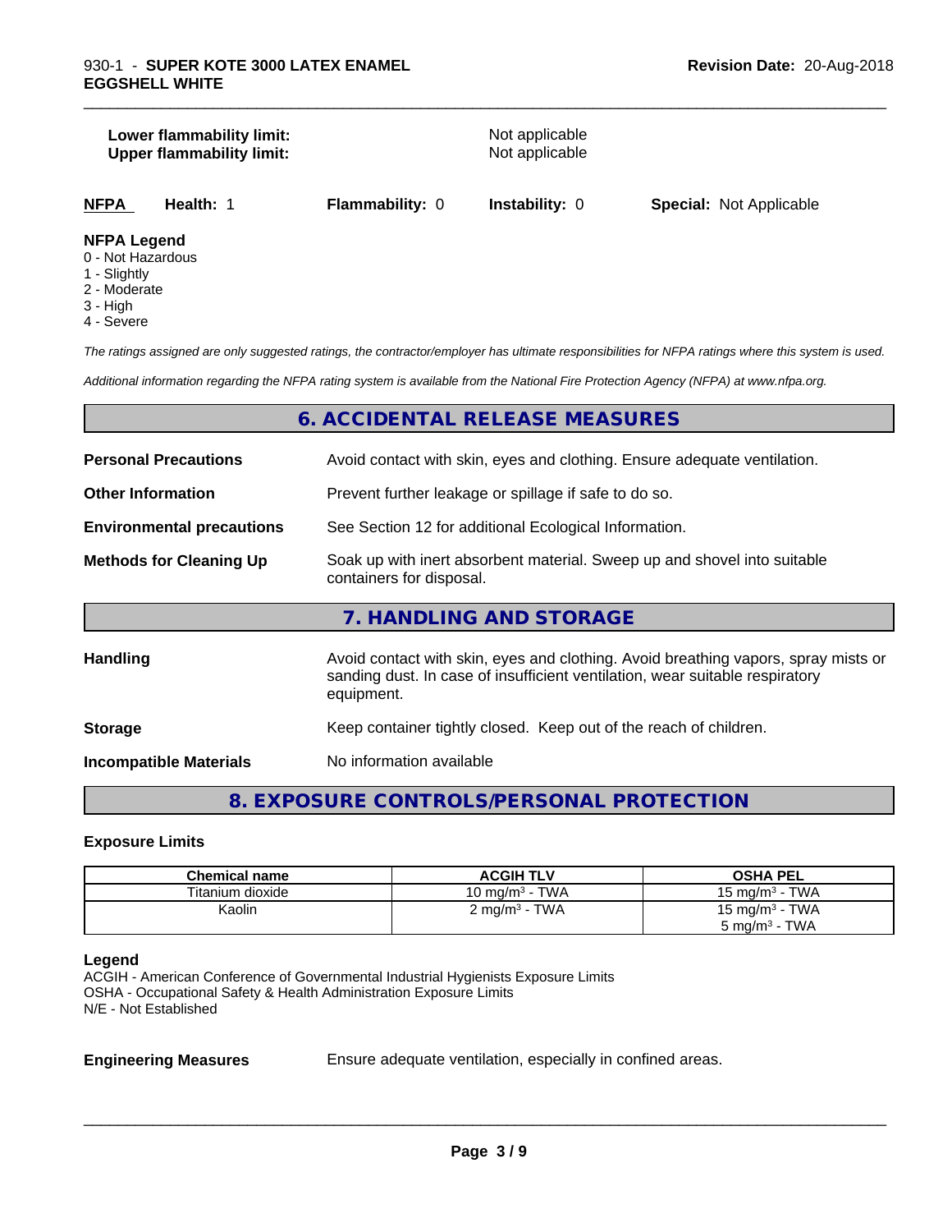| | |
|---|---|
| **Lower flammability limit:** | Not applicable |
| **Upper flammability limit:** | Not applicable |

| **NFPA** | **Health:** 1 | **Flammability:** 0 | **Instability:** 0 | **Special:** Not Applicable |
|---|---|---|---|---|

**NFPA Legend**
- 0 - Not Hazardous
- 1 - Slightly
- 2 - Moderate
- 3 - High
- 4 - Severe

*The ratings assigned are only suggested ratings, the contractor/employer has ultimate responsibilities for NFPA ratings where this system is used.*

*Additional information regarding the NFPA rating system is available from the National Fire Protection Agency (NFPA) at www.nfpa.org.*

## 6. ACCIDENTAL RELEASE MEASURES

| | |
|---|---|
| **Personal Precautions** | Avoid contact with skin, eyes and clothing. Ensure adequate ventilation. |
| **Other Information** | Prevent further leakage or spillage if safe to do so. |
| **Environmental precautions** | See Section 12 for additional Ecological Information. |
| **Methods for Cleaning Up** | Soak up with inert absorbent material. Sweep up and shovel into suitable containers for disposal. |

## 7. HANDLING AND STORAGE

| | |
|---|---|
| **Handling** | Avoid contact with skin, eyes and clothing. Avoid breathing vapors, spray mists or sanding dust. In case of insufficient ventilation, wear suitable respiratory equipment. |
| **Storage** | Keep container tightly closed. Keep out of the reach of children. |
| **Incompatible Materials** | No information available |

## 8. EXPOSURE CONTROLS/PERSONAL PROTECTION

### Exposure Limits

| Chemical name | ACGIH TLV | OSHA PEL |
|---|---|---|
| Titanium dioxide | 10 mg/m$^3$ - TWA | 15 mg/m$^3$ - TWA |
| Kaolin | 2 mg/m$^3$ - TWA | 15 mg/m$^3$ - TWA<br>5 mg/m$^3$ - TWA |

**Legend**
ACGIH - American Conference of Governmental Industrial Hygienists Exposure Limits
OSHA - Occupational Safety & Health Administration Exposure Limits
N/E - Not Established

**Engineering Measures** Ensure adequate ventilation, especially in confined areas.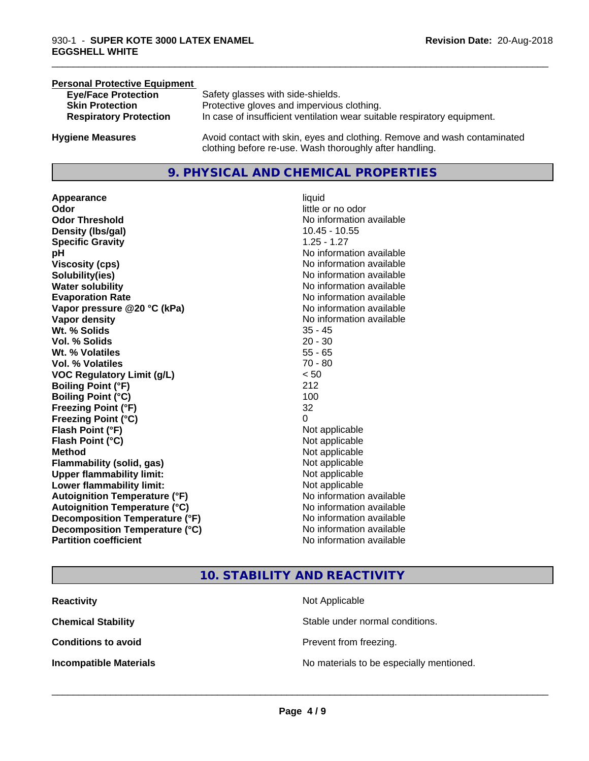**Personal Protective Equipment**

| | |
|---|---|
| **Eye/Face Protection** | Safety glasses with side-shields. |
| **Skin Protection** | Protective gloves and impervious clothing. |
| **Respiratory Protection** | In case of insufficient ventilation wear suitable respiratory equipment. |
| **Hygiene Measures** | Avoid contact with skin, eyes and clothing. Remove and wash contaminated clothing before re-use. Wash thoroughly after handling. |

## 9. PHYSICAL AND CHEMICAL PROPERTIES

| | |
|---|---|
| **Appearance** | liquid |
| **Odor** | little or no odor |
| **Odor Threshold** | No information available |
| **Density (lbs/gal)** | 10.45 - 10.55 |
| **Specific Gravity** | 1.25 - 1.27 |
| **pH** | No information available |
| **Viscosity (cps)** | No information available |
| **Solubility(ies)** | No information available |
| **Water solubility** | No information available |
| **Evaporation Rate** | No information available |
| **Vapor pressure @20 °C (kPa)** | No information available |
| **Vapor density** | No information available |
| **Wt. % Solids** | 35 - 45 |
| **Vol. % Solids** | 20 - 30 |
| **Wt. % Volatiles** | 55 - 65 |
| **Vol. % Volatiles** | 70 - 80 |
| **VOC Regulatory Limit (g/L)** | < 50 |
| **Boiling Point (°F)** | 212 |
| **Boiling Point (°C)** | 100 |
| **Freezing Point (°F)** | 32 |
| **Freezing Point (°C)** | 0 |
| **Flash Point (°F)** | Not applicable |
| **Flash Point (°C)** | Not applicable |
| **Method** | Not applicable |
| **Flammability (solid, gas)** | Not applicable |
| **Upper flammability limit:** | Not applicable |
| **Lower flammability limit:** | Not applicable |
| **Autoignition Temperature (°F)** | No information available |
| **Autoignition Temperature (°C)** | No information available |
| **Decomposition Temperature (°F)** | No information available |
| **Decomposition Temperature (°C)** | No information available |
| **Partition coefficient** | No information available |

## 10. STABILITY AND REACTIVITY

| | |
|---|---|
| **Reactivity** | Not Applicable |
| **Chemical Stability** | Stable under normal conditions. |
| **Conditions to avoid** | Prevent from freezing. |
| **Incompatible Materials** | No materials to be especially mentioned. |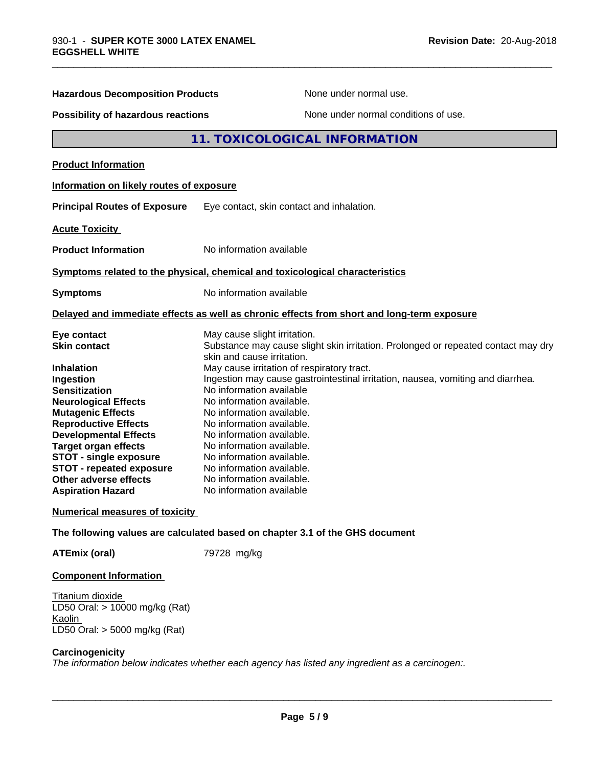| | |
|---|---|
| **Hazardous Decomposition Products** | None under normal use. |
| **Possibility of hazardous reactions** | None under normal conditions of use. |

## 11. TOXICOLOGICAL INFORMATION

**Product Information**

**Information on likely routes of exposure**

**Principal Routes of Exposure** Eye contact, skin contact and inhalation.

**Acute Toxicity**

**Product Information** No information available

**Symptoms related to the physical, chemical and toxicological characteristics**

**Symptoms** No information available

**Delayed and immediate effects as well as chronic effects from short and long-term exposure**

| | |
|---|---|
| **Eye contact** | May cause slight irritation. |
| **Skin contact** | Substance may cause slight skin irritation. Prolonged or repeated contact may dry skin and cause irritation. |
| **Inhalation** | May cause irritation of respiratory tract. |
| **Ingestion** | Ingestion may cause gastrointestinal irritation, nausea, vomiting and diarrhea. |
| **Sensitization** | No information available |
| **Neurological Effects** | No information available. |
| **Mutagenic Effects** | No information available. |
| **Reproductive Effects** | No information available. |
| **Developmental Effects** | No information available. |
| **Target organ effects** | No information available. |
| **STOT - single exposure** | No information available. |
| **STOT - repeated exposure** | No information available. |
| **Other adverse effects** | No information available. |
| **Aspiration Hazard** | No information available |

**Numerical measures of toxicity**

**The following values are calculated based on chapter 3.1 of the GHS document**

**ATEmix (oral)** 79728 mg/kg

**Component Information**

Titanium dioxide
LD50 Oral: > 10000 mg/kg (Rat)
Kaolin
LD50 Oral: > 5000 mg/kg (Rat)

**Carcinogenicity**
*The information below indicates whether each agency has listed any ingredient as a carcinogen:.*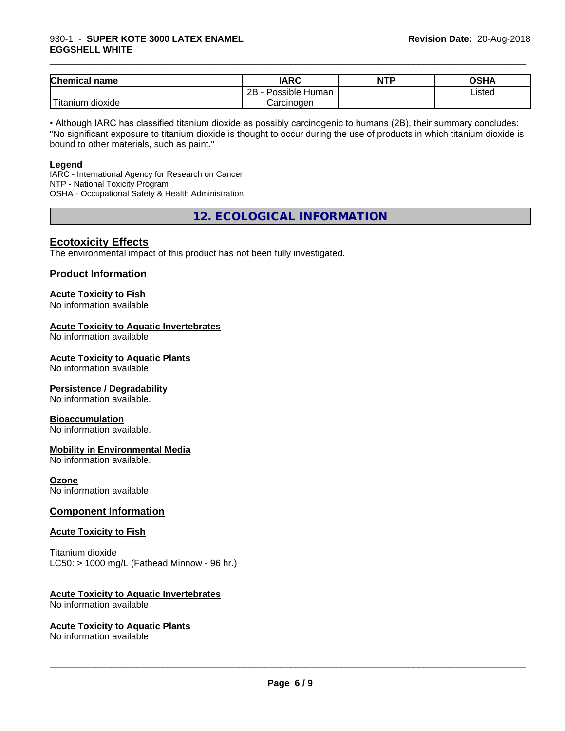| Chemical name | IARC | NTP | OSHA |
| --- | --- | --- | --- |
| Titanium dioxide | 2B - Possible Human Carcinogen | | Listed |

• Although IARC has classified titanium dioxide as possibly carcinogenic to humans (2B), their summary concludes: "No significant exposure to titanium dioxide is thought to occur during the use of products in which titanium dioxide is bound to other materials, such as paint."

**Legend**
IARC - International Agency for Research on Cancer
NTP - National Toxicity Program
OSHA - Occupational Safety & Health Administration

## 12. ECOLOGICAL INFORMATION

### Ecotoxicity Effects

The environmental impact of this product has not been fully investigated.

### Product Information

**Acute Toxicity to Fish**
No information available

**Acute Toxicity to Aquatic Invertebrates**
No information available

**Acute Toxicity to Aquatic Plants**
No information available

**Persistence / Degradability**
No information available.

**Bioaccumulation**
No information available.

**Mobility in Environmental Media**
No information available.

**Ozone**
No information available

### Component Information

**Acute Toxicity to Fish**

Titanium dioxide
LC50: > 1000 mg/L (Fathead Minnow - 96 hr.)

**Acute Toxicity to Aquatic Invertebrates**
No information available

**Acute Toxicity to Aquatic Plants**
No information available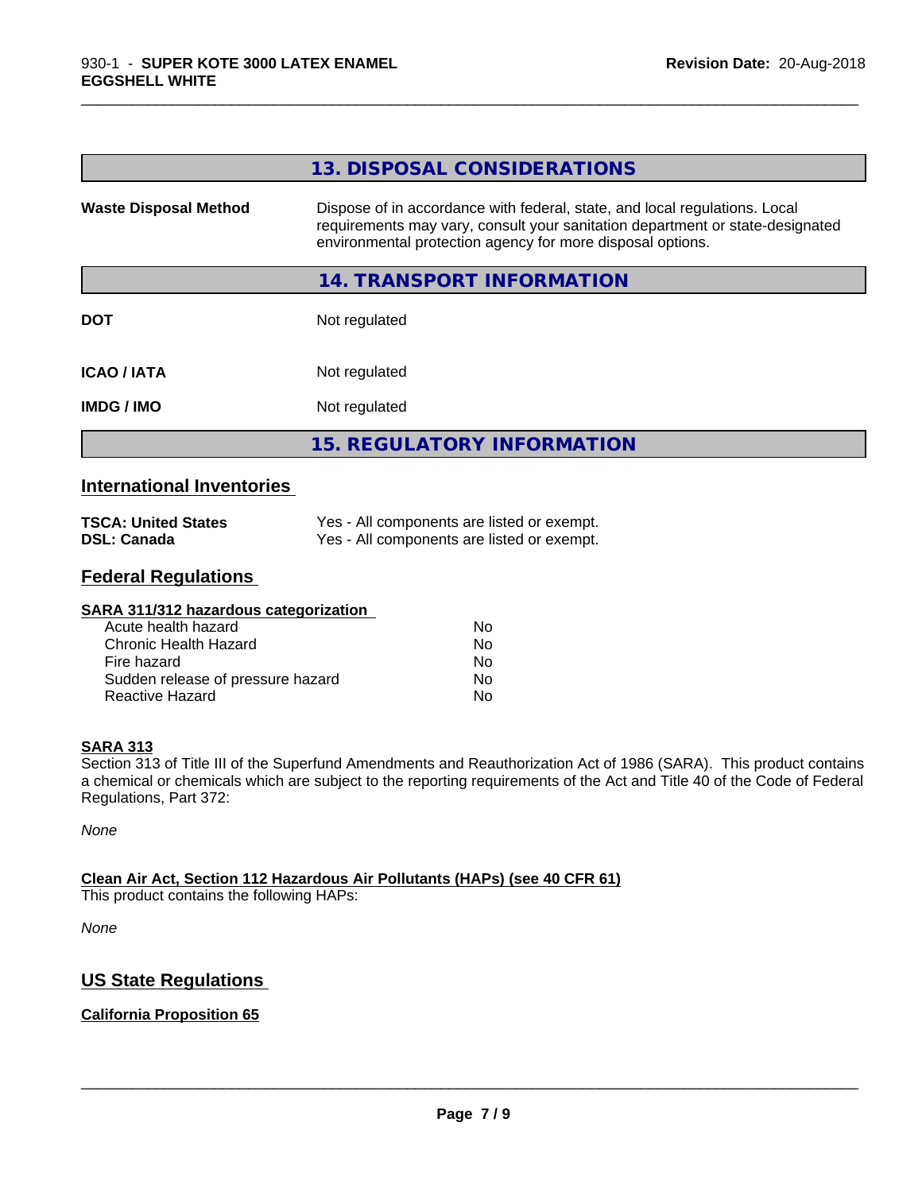## 13. DISPOSAL CONSIDERATIONS

| | |
|---|---|
| **Waste Disposal Method** | Dispose of in accordance with federal, state, and local regulations. Local requirements may vary, consult your sanitation department or state-designated environmental protection agency for more disposal options. |

## 14. TRANSPORT INFORMATION

| | |
|---|---|
| **DOT** | Not regulated |
| **ICAO / IATA** | Not regulated |
| **IMDG / IMO** | Not regulated |

## 15. REGULATORY INFORMATION

### International Inventories

| | |
|---|---|
| **TSCA: United States** | Yes - All components are listed or exempt. |
| **DSL: Canada** | Yes - All components are listed or exempt. |

### Federal Regulations

**SARA 311/312 hazardous categorization**

| | |
|---|---|
| Acute health hazard | No |
| Chronic Health Hazard | No |
| Fire hazard | No |
| Sudden release of pressure hazard | No |
| Reactive Hazard | No |

**SARA 313**

Section 313 of Title III of the Superfund Amendments and Reauthorization Act of 1986 (SARA). This product contains a chemical or chemicals which are subject to the reporting requirements of the Act and Title 40 of the Code of Federal Regulations, Part 372:

*None*

**Clean Air Act, Section 112 Hazardous Air Pollutants (HAPs) (see 40 CFR 61)**

This product contains the following HAPs:

*None*

### US State Regulations

**California Proposition 65**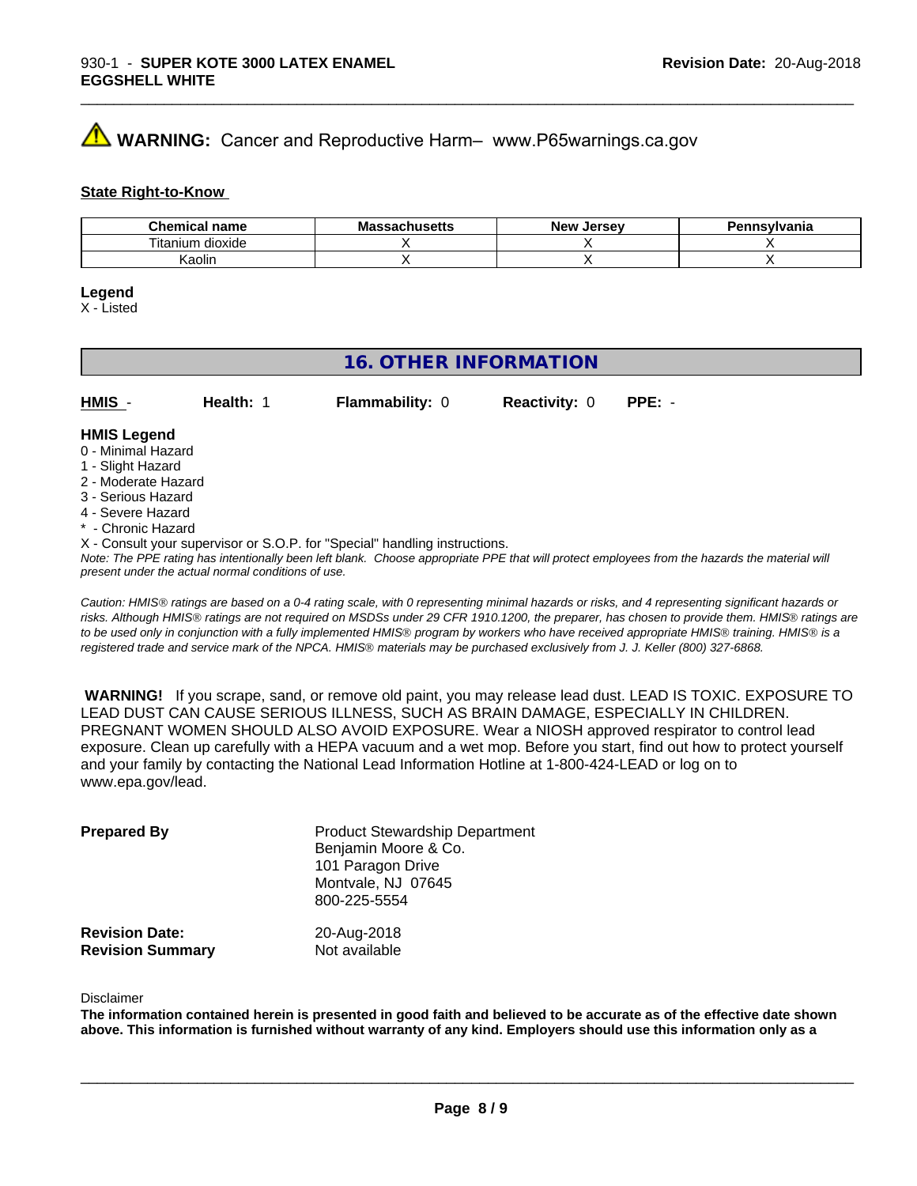**WARNING:** Cancer and Reproductive Harm– www.P65warnings.ca.gov

**State Right-to-Know**

| Chemical name | Massachusetts | New Jersey | Pennsylvania |
| --- | --- | --- | --- |
| Titanium dioxide | X | X | X |
| Kaolin | X | X | X |

**Legend**
X - Listed

## 16. OTHER INFORMATION

**HMIS** - **Health:** 1 **Flammability:** 0 **Reactivity:** 0 **PPE:** -

**HMIS Legend**
0 - Minimal Hazard
1 - Slight Hazard
2 - Moderate Hazard
3 - Serious Hazard
4 - Severe Hazard
* - Chronic Hazard
X - Consult your supervisor or S.O.P. for "Special" handling instructions.
*Note: The PPE rating has intentionally been left blank. Choose appropriate PPE that will protect employees from the hazards the material will present under the actual normal conditions of use.*

*Caution: HMIS® ratings are based on a 0-4 rating scale, with 0 representing minimal hazards or risks, and 4 representing significant hazards or risks. Although HMIS® ratings are not required on MSDSs under 29 CFR 1910.1200, the preparer, has chosen to provide them. HMIS® ratings are to be used only in conjunction with a fully implemented HMIS® program by workers who have received appropriate HMIS® training. HMIS® is a registered trade and service mark of the NPCA. HMIS® materials may be purchased exclusively from J. J. Keller (800) 327-6868.*

**WARNING!** If you scrape, sand, or remove old paint, you may release lead dust. LEAD IS TOXIC. EXPOSURE TO LEAD DUST CAN CAUSE SERIOUS ILLNESS, SUCH AS BRAIN DAMAGE, ESPECIALLY IN CHILDREN. PREGNANT WOMEN SHOULD ALSO AVOID EXPOSURE. Wear a NIOSH approved respirator to control lead exposure. Clean up carefully with a HEPA vacuum and a wet mop. Before you start, find out how to protect yourself and your family by contacting the National Lead Information Hotline at 1-800-424-LEAD or log on to www.epa.gov/lead.

**Prepared By**
Product Stewardship Department
Benjamin Moore & Co.
101 Paragon Drive
Montvale, NJ 07645
800-225-5554

**Revision Date:** 20-Aug-2018
**Revision Summary** Not available

Disclaimer
**The information contained herein is presented in good faith and believed to be accurate as of the effective date shown above. This information is furnished without warranty of any kind. Employers should use this information only as a**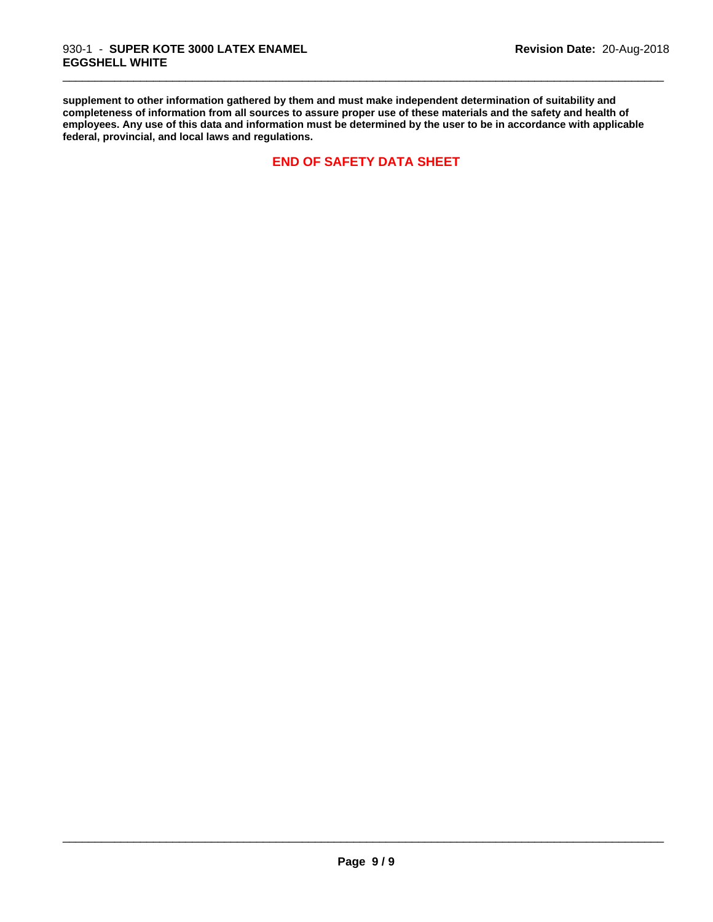**supplement to other information gathered by them and must make independent determination of suitability and completeness of information from all sources to assure proper use of these materials and the safety and health of employees. Any use of this data and information must be determined by the user to be in accordance with applicable federal, provincial, and local laws and regulations.**

**END OF SAFETY DATA SHEET**